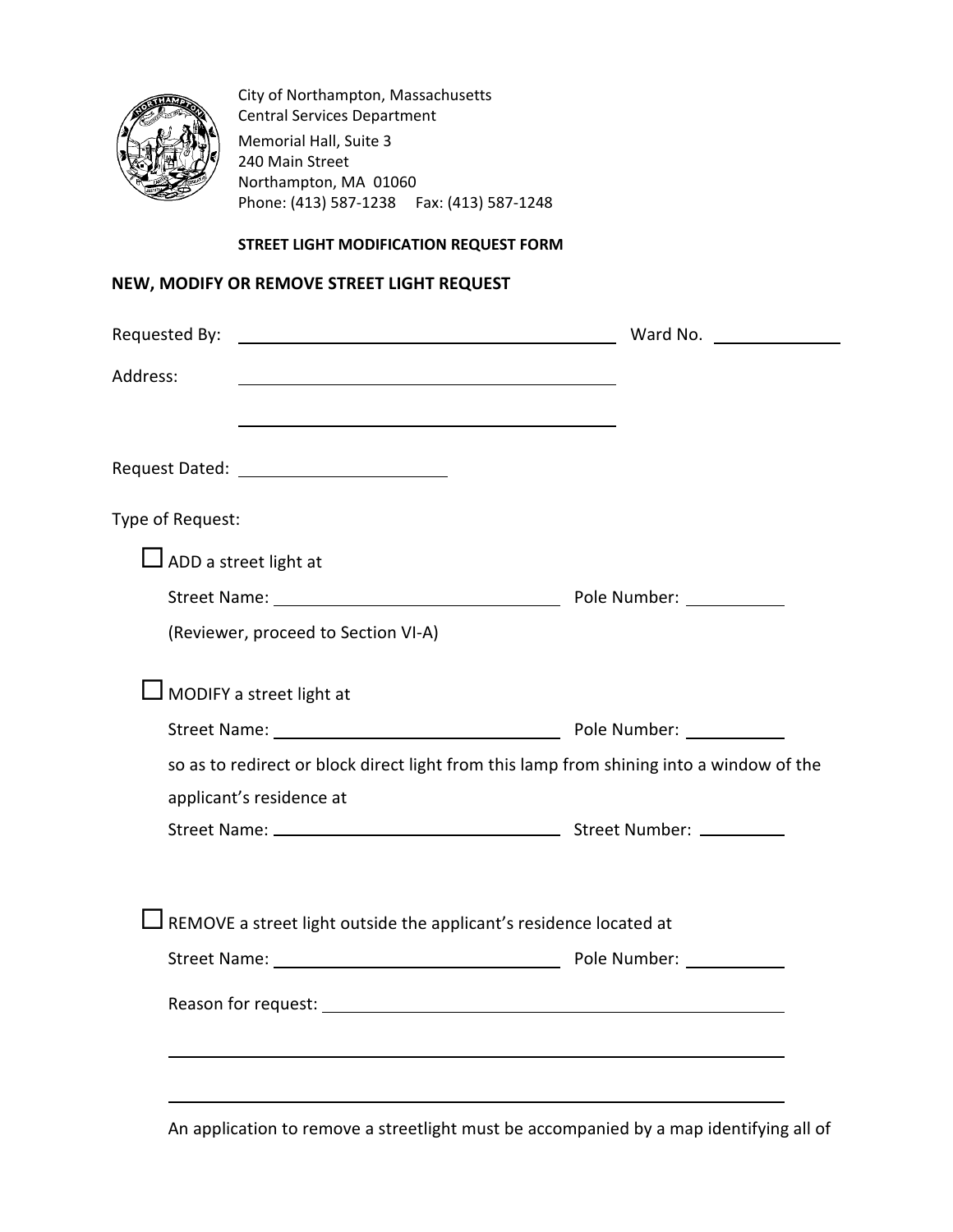City of Northampton, Massachusetts
Central Services Department
Memorial Hall, Suite 3
240 Main Street
Northampton, MA 01060
Phone: (413) 587-1238 Fax: (413) 587-1248

**STREET LIGHT MODIFICATION REQUEST FORM**

## NEW, MODIFY OR REMOVE STREET LIGHT REQUEST

Requested By: ______________________________ Ward No. __________

Address: ______________________________

______________________________

Request Dated: __________________

Type of Request:

☐ ADD a street light at

Street Name: ________________________ Pole Number: __________

(Reviewer, proceed to Section VI-A)

☐ MODIFY a street light at

Street Name: ________________________ Pole Number: __________

so as to redirect or block direct light from this lamp from shining into a window of the applicant's residence at

Street Name: ________________________ Street Number: __________

☐ REMOVE a street light outside the applicant's residence located at

Street Name: ________________________ Pole Number: __________

Reason for request: ________________________________________

________________________________________

________________________________________

An application to remove a streetlight must be accompanied by a map identifying all of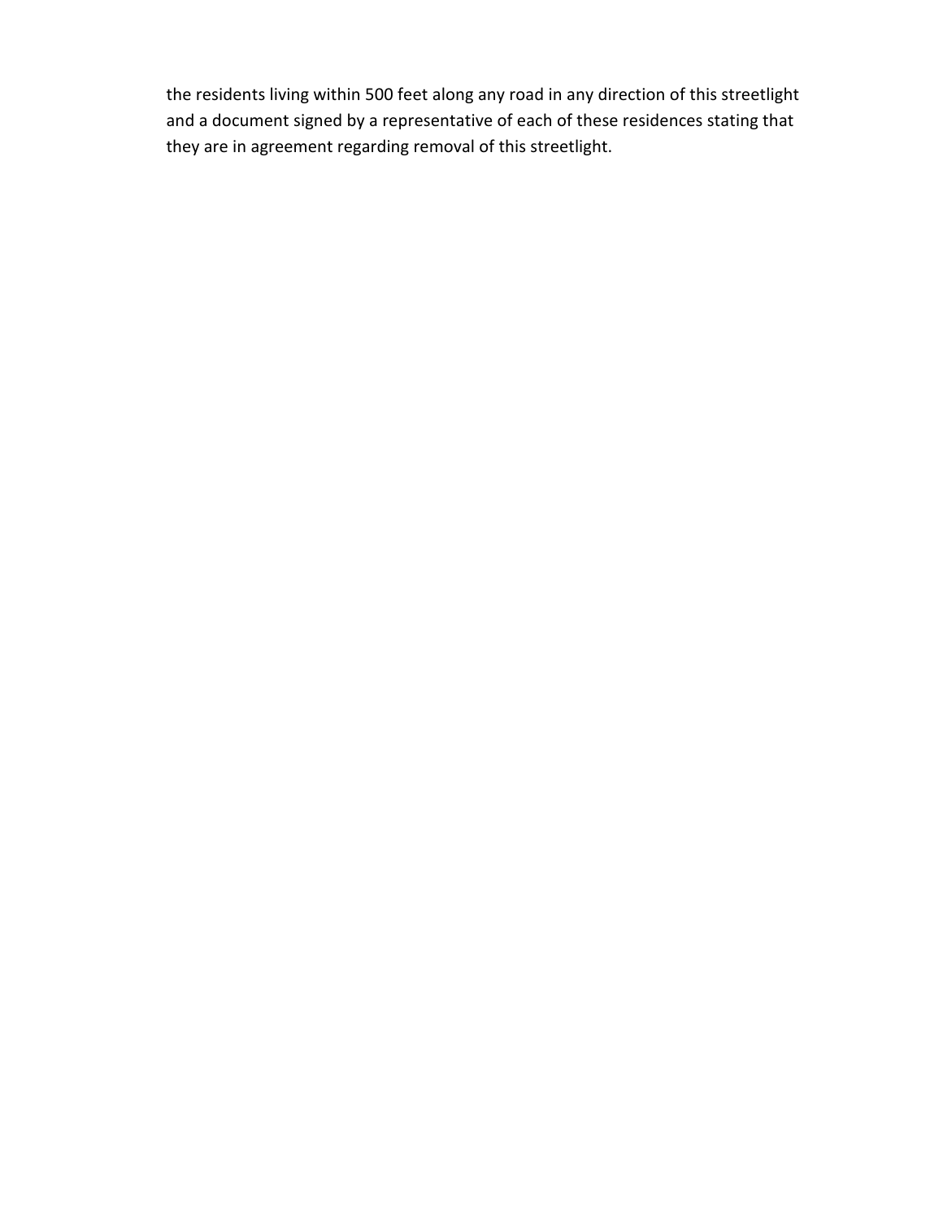the residents living within 500 feet along any road in any direction of this streetlight and a document signed by a representative of each of these residences stating that they are in agreement regarding removal of this streetlight.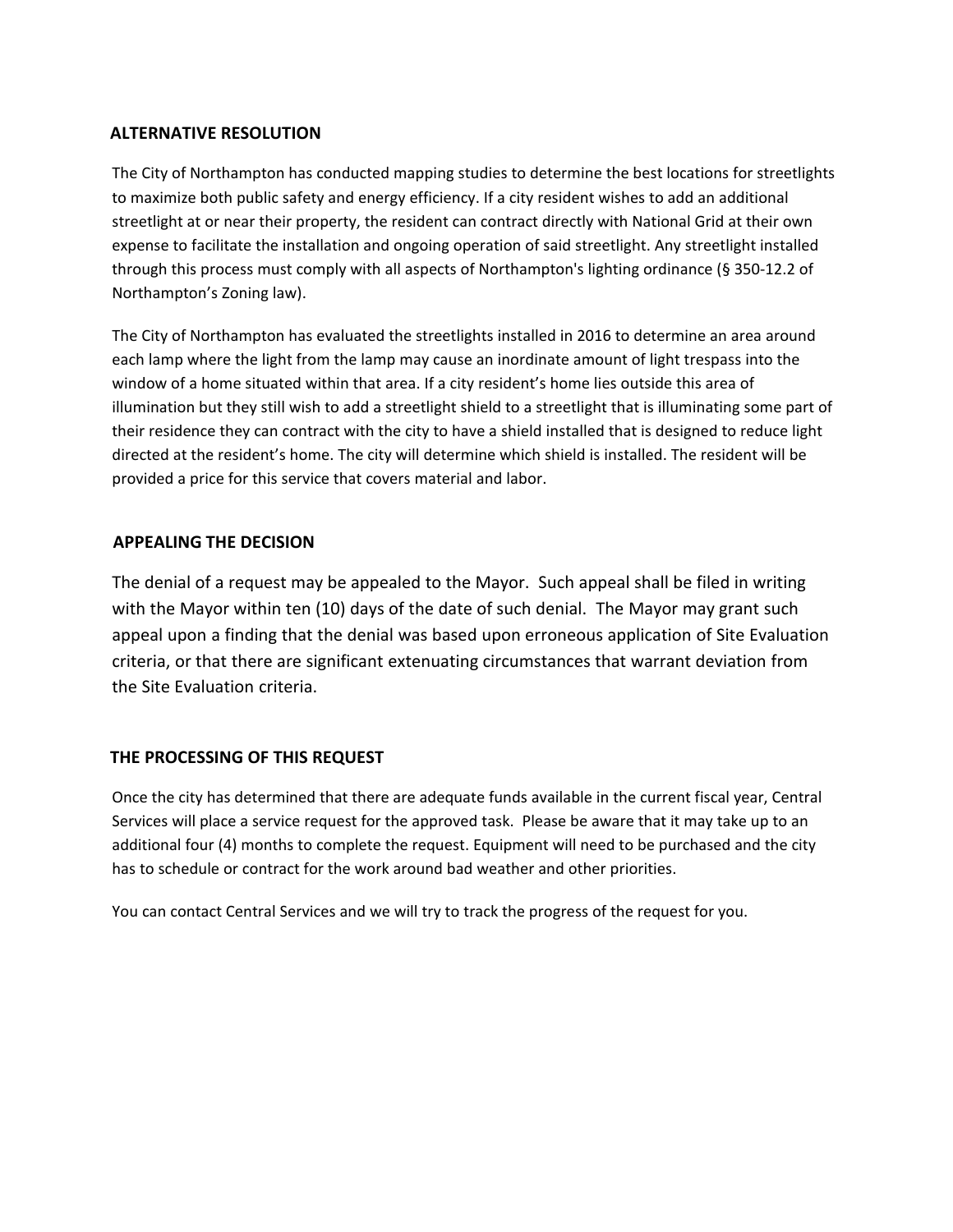## ALTERNATIVE RESOLUTION

The City of Northampton has conducted mapping studies to determine the best locations for streetlights to maximize both public safety and energy efficiency. If a city resident wishes to add an additional streetlight at or near their property, the resident can contract directly with National Grid at their own expense to facilitate the installation and ongoing operation of said streetlight. Any streetlight installed through this process must comply with all aspects of Northampton's lighting ordinance (§ 350-12.2 of Northampton's Zoning law).

The City of Northampton has evaluated the streetlights installed in 2016 to determine an area around each lamp where the light from the lamp may cause an inordinate amount of light trespass into the window of a home situated within that area. If a city resident's home lies outside this area of illumination but they still wish to add a streetlight shield to a streetlight that is illuminating some part of their residence they can contract with the city to have a shield installed that is designed to reduce light directed at the resident's home. The city will determine which shield is installed. The resident will be provided a price for this service that covers material and labor.

## APPEALING THE DECISION

The denial of a request may be appealed to the Mayor. Such appeal shall be filed in writing with the Mayor within ten (10) days of the date of such denial. The Mayor may grant such appeal upon a finding that the denial was based upon erroneous application of Site Evaluation criteria, or that there are significant extenuating circumstances that warrant deviation from the Site Evaluation criteria.

## THE PROCESSING OF THIS REQUEST

Once the city has determined that there are adequate funds available in the current fiscal year, Central Services will place a service request for the approved task. Please be aware that it may take up to an additional four (4) months to complete the request. Equipment will need to be purchased and the city has to schedule or contract for the work around bad weather and other priorities.

You can contact Central Services and we will try to track the progress of the request for you.